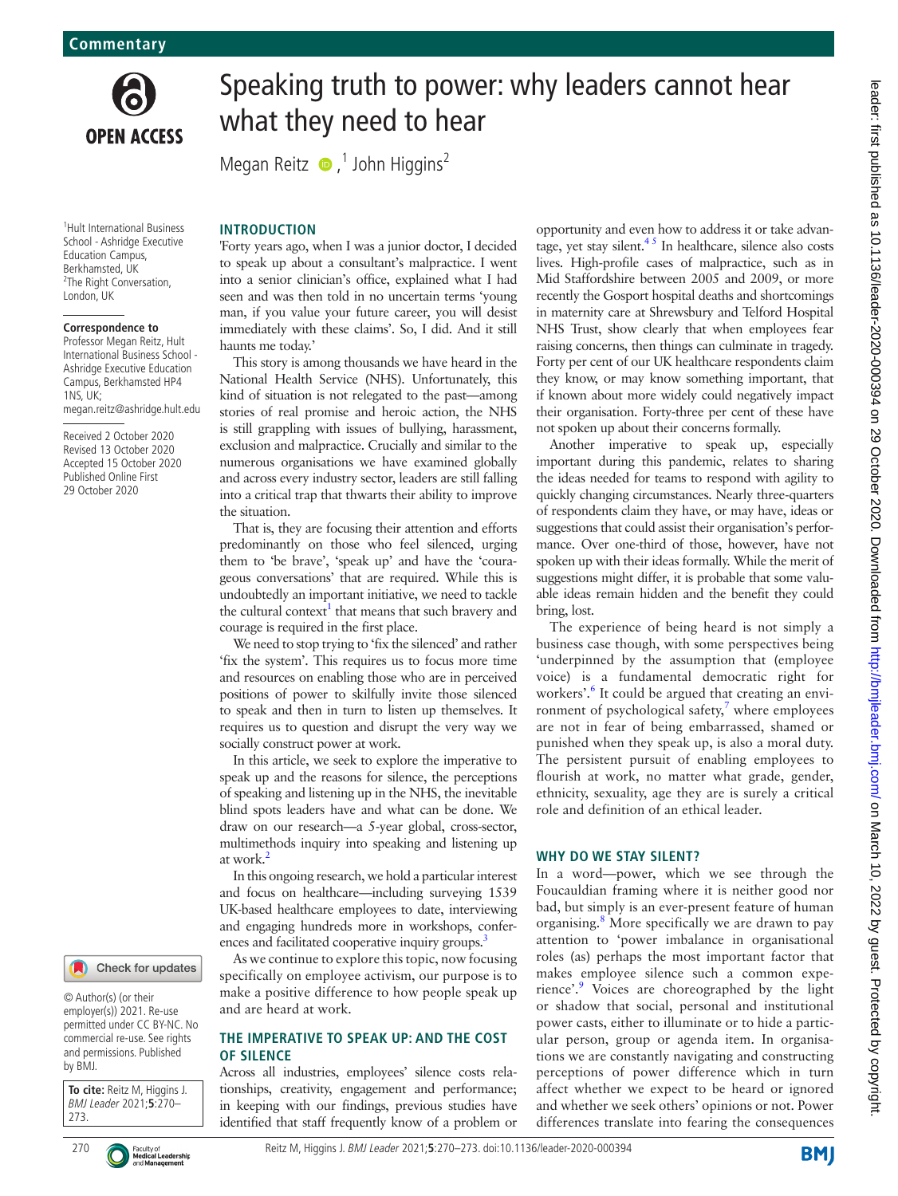Commentary

# Speaking truth to power: why leaders cannot hear what they need to hear

Megan Reitz[1], John Higgins[2]

[1]Hult International Business School - Ashridge Executive Education Campus, Berkhamsted, UK
[2]The Right Conversation, London, UK

**Correspondence to**
Professor Megan Reitz, Hult International Business School - Ashridge Executive Education Campus, Berkhamsted HP4 1NS, UK; megan.reitz@ashridge.hult.edu

Received 2 October 2020
Revised 13 October 2020
Accepted 15 October 2020
Published Online First 29 October 2020

© Author(s) (or their employer(s)) 2021. Re-use permitted under CC BY-NC. No commercial re-use. See rights and permissions. Published by BMJ.

**To cite:** Reitz M, Higgins J. *BMJ Leader* 2021;**5**:270–273.

## INTRODUCTION

'Forty years ago, when I was a junior doctor, I decided to speak up about a consultant's malpractice. I went into a senior clinician's office, explained what I had seen and was then told in no uncertain terms 'young man, if you value your future career, you will desist immediately with these claims'. So, I did. And it still haunts me today.'

This story is among thousands we have heard in the National Health Service (NHS). Unfortunately, this kind of situation is not relegated to the past—among stories of real promise and heroic action, the NHS is still grappling with issues of bullying, harassment, exclusion and malpractice. Crucially and similar to the numerous organisations we have examined globally and across every industry sector, leaders are still falling into a critical trap that thwarts their ability to improve the situation.

That is, they are focusing their attention and efforts predominantly on those who feel silenced, urging them to 'be brave', 'speak up' and have the 'courageous conversations' that are required. While this is undoubtedly an important initiative, we need to tackle the cultural context[1] that means that such bravery and courage is required in the first place.

We need to stop trying to 'fix the silenced' and rather 'fix the system'. This requires us to focus more time and resources on enabling those who are in perceived positions of power to skilfully invite those silenced to speak and then in turn to listen up themselves. It requires us to question and disrupt the very way we socially construct power at work.

In this article, we seek to explore the imperative to speak up and the reasons for silence, the perceptions of speaking and listening up in the NHS, the inevitable blind spots leaders have and what can be done. We draw on our research—a 5-year global, cross-sector, multimethods inquiry into speaking and listening up at work.[2]

In this ongoing research, we hold a particular interest and focus on healthcare—including surveying 1539 UK-based healthcare employees to date, interviewing and engaging hundreds more in workshops, conferences and facilitated cooperative inquiry groups.[3]

As we continue to explore this topic, now focusing specifically on employee activism, our purpose is to make a positive difference to how people speak up and are heard at work.

## THE IMPERATIVE TO SPEAK UP: AND THE COST OF SILENCE

Across all industries, employees' silence costs relationships, creativity, engagement and performance; in keeping with our findings, previous studies have identified that staff frequently know of a problem or opportunity and even how to address it or take advantage, yet stay silent.[4,5] In healthcare, silence also costs lives. High-profile cases of malpractice, such as in Mid Staffordshire between 2005 and 2009, or more recently the Gosport hospital deaths and shortcomings in maternity care at Shrewsbury and Telford Hospital NHS Trust, show clearly that when employees fear raising concerns, then things can culminate in tragedy. Forty per cent of our UK healthcare respondents claim they know, or may know something important, that if known about more widely could negatively impact their organisation. Forty-three per cent of these have not spoken up about their concerns formally.

Another imperative to speak up, especially important during this pandemic, relates to sharing the ideas needed for teams to respond with agility to quickly changing circumstances. Nearly three-quarters of respondents claim they have, or may have, ideas or suggestions that could assist their organisation's performance. Over one-third of those, however, have not spoken up with their ideas formally. While the merit of suggestions might differ, it is probable that some valuable ideas remain hidden and the benefit they could bring, lost.

The experience of being heard is not simply a business case though, with some perspectives being 'underpinned by the assumption that (employee voice) is a fundamental democratic right for workers'.[6] It could be argued that creating an environment of psychological safety,[7] where employees are not in fear of being embarrassed, shamed or punished when they speak up, is also a moral duty. The persistent pursuit of enabling employees to flourish at work, no matter what grade, gender, ethnicity, sexuality, age they are is surely a critical role and definition of an ethical leader.

## WHY DO WE STAY SILENT?

In a word—power, which we see through the Foucauldian framing where it is neither good nor bad, but simply is an ever-present feature of human organising.[8] More specifically we are drawn to pay attention to 'power imbalance in organisational roles (as) perhaps the most important factor that makes employee silence such a common experience'.[9] Voices are choreographed by the light or shadow that social, personal and institutional power casts, either to illuminate or to hide a particular person, group or agenda item. In organisations we are constantly navigating and constructing perceptions of power difference which in turn affect whether we expect to be heard or ignored and whether we seek others' opinions or not. Power differences translate into fearing the consequences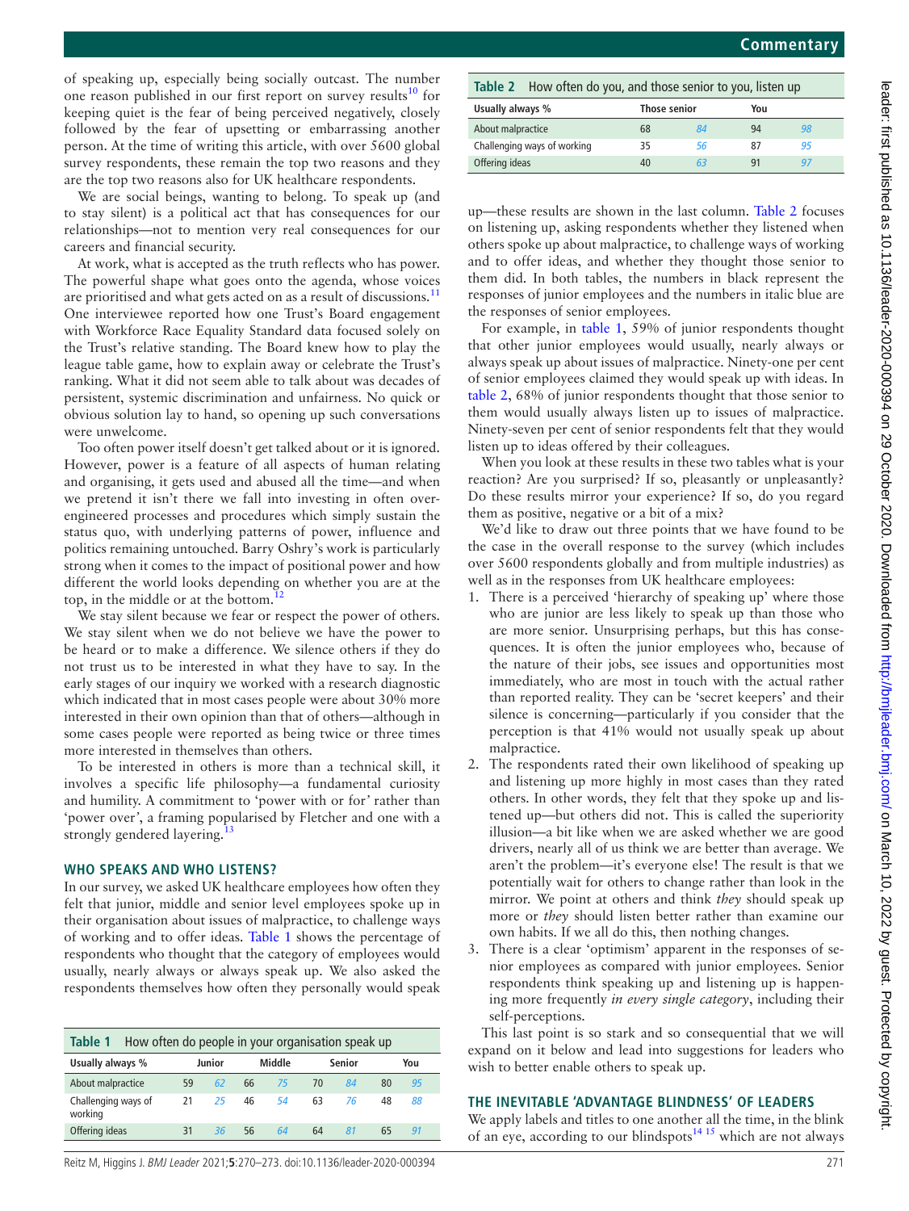of speaking up, especially being socially outcast. The number one reason published in our first report on survey results[10] for keeping quiet is the fear of being perceived negatively, closely followed by the fear of upsetting or embarrassing another person. At the time of writing this article, with over 5600 global survey respondents, these remain the top two reasons and they are the top two reasons also for UK healthcare respondents.

We are social beings, wanting to belong. To speak up (and to stay silent) is a political act that has consequences for our relationships—not to mention very real consequences for our careers and financial security.

At work, what is accepted as the truth reflects who has power. The powerful shape what goes onto the agenda, whose voices are prioritised and what gets acted on as a result of discussions.[11] One interviewee reported how one Trust's Board engagement with Workforce Race Equality Standard data focused solely on the Trust's relative standing. The Board knew how to play the league table game, how to explain away or celebrate the Trust's ranking. What it did not seem able to talk about was decades of persistent, systemic discrimination and unfairness. No quick or obvious solution lay to hand, so opening up such conversations were unwelcome.

Too often power itself doesn't get talked about or it is ignored. However, power is a feature of all aspects of human relating and organising, it gets used and abused all the time—and when we pretend it isn't there we fall into investing in often over-engineered processes and procedures which simply sustain the status quo, with underlying patterns of power, influence and politics remaining untouched. Barry Oshry's work is particularly strong when it comes to the impact of positional power and how different the world looks depending on whether you are at the top, in the middle or at the bottom.[12]

We stay silent because we fear or respect the power of others. We stay silent when we do not believe we have the power to be heard or to make a difference. We silence others if they do not trust us to be interested in what they have to say. In the early stages of our inquiry we worked with a research diagnostic which indicated that in most cases people were about 30% more interested in their own opinion than that of others—although in some cases people were reported as being twice or three times more interested in themselves than others.

To be interested in others is more than a technical skill, it involves a specific life philosophy—a fundamental curiosity and humility. A commitment to 'power with or for' rather than 'power over', a framing popularised by Fletcher and one with a strongly gendered layering.[13]

## WHO SPEAKS AND WHO LISTENS?

In our survey, we asked UK healthcare employees how often they felt that junior, middle and senior level employees spoke up in their organisation about issues of malpractice, to challenge ways of working and to offer ideas. Table 1 shows the percentage of respondents who thought that the category of employees would usually, nearly always or always speak up. We also asked the respondents themselves how often they personally would speak up—these results are shown in the last column. Table 2 focuses on listening up, asking respondents whether they listened when others spoke up about malpractice, to challenge ways of working and to offer ideas, and whether they thought those senior to them did. In both tables, the numbers in black represent the responses of junior employees and the numbers in italic blue are the responses of senior employees.

**Table 1** How often do people in your organisation speak up

| Usually always % | Junior | | Middle | | Senior | | You | |
|---|---|---|---|---|---|---|---|---|
| About malpractice | 59 | *62* | 66 | *75* | 70 | *84* | 80 | *95* |
| Challenging ways of working | 21 | *25* | 46 | *54* | 63 | *76* | 48 | *88* |
| Offering ideas | 31 | *36* | 56 | *64* | 64 | *81* | 65 | *91* |

**Table 2** How often do you, and those senior to you, listen up

| Usually always % | Those senior | | You | |
|---|---|---|---|---|
| About malpractice | 68 | *84* | 94 | *98* |
| Challenging ways of working | 35 | *56* | 87 | *95* |
| Offering ideas | 40 | *63* | 91 | *97* |

For example, in table 1, 59% of junior respondents thought that other junior employees would usually, nearly always or always speak up about issues of malpractice. Ninety-one per cent of senior employees claimed they would speak up with ideas. In table 2, 68% of junior respondents thought that those senior to them would usually always listen up to issues of malpractice. Ninety-seven per cent of senior respondents felt that they would listen up to ideas offered by their colleagues.

When you look at these results in these two tables what is your reaction? Are you surprised? If so, pleasantly or unpleasantly? Do these results mirror your experience? If so, do you regard them as positive, negative or a bit of a mix?

We'd like to draw out three points that we have found to be the case in the overall response to the survey (which includes over 5600 respondents globally and from multiple industries) as well as in the responses from UK healthcare employees:

1. There is a perceived 'hierarchy of speaking up' where those who are junior are less likely to speak up than those who are more senior. Unsurprising perhaps, but this has consequences. It is often the junior employees who, because of the nature of their jobs, see issues and opportunities most immediately, who are most in touch with the actual rather than reported reality. They can be 'secret keepers' and their silence is concerning—particularly if you consider that the perception is that 41% would not usually speak up about malpractice.
2. The respondents rated their own likelihood of speaking up and listening up more highly in most cases than they rated others. In other words, they felt that they spoke up and listened up—but others did not. This is called the superiority illusion—a bit like when we are asked whether we are good drivers, nearly all of us think we are better than average. We aren't the problem—it's everyone else! The result is that we potentially wait for others to change rather than look in the mirror. We point at others and think *they* should speak up more or *they* should listen better rather than examine our own habits. If we all do this, then nothing changes.
3. There is a clear 'optimism' apparent in the responses of senior employees as compared with junior employees. Senior respondents think speaking up and listening up is happening more frequently *in every single category*, including their self-perceptions.

This last point is so stark and so consequential that we will expand on it below and lead into suggestions for leaders who wish to better enable others to speak up.

## THE INEVITABLE 'ADVANTAGE BLINDNESS' OF LEADERS

We apply labels and titles to one another all the time, in the blink of an eye, according to our blindspots[14,15] which are not always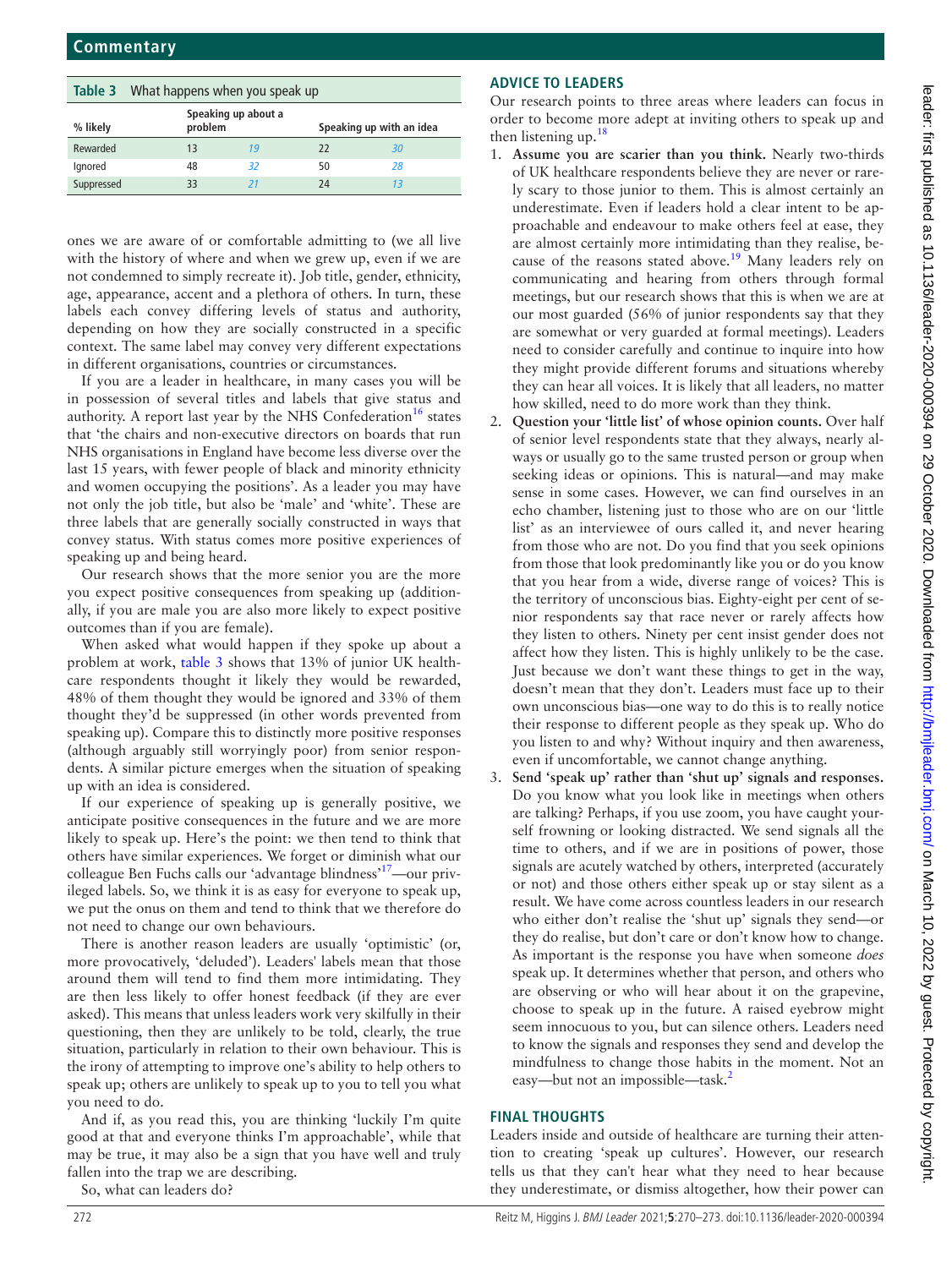**Table 3** What happens when you speak up

| % likely | Speaking up about a problem | | Speaking up with an idea | |
|---|---|---|---|---|
| Rewarded | 13 | *19* | 22 | *30* |
| Ignored | 48 | *32* | 50 | *28* |
| Suppressed | 33 | *21* | 24 | *13* |

ones we are aware of or comfortable admitting to (we all live with the history of where and when we grew up, even if we are not condemned to simply recreate it). Job title, gender, ethnicity, age, appearance, accent and a plethora of others. In turn, these labels each convey differing levels of status and authority, depending on how they are socially constructed in a specific context. The same label may convey very different expectations in different organisations, countries or circumstances.

If you are a leader in healthcare, in many cases you will be in possession of several titles and labels that give status and authority. A report last year by the NHS Confederation[16] states that 'the chairs and non-executive directors on boards that run NHS organisations in England have become less diverse over the last 15 years, with fewer people of black and minority ethnicity and women occupying the positions'. As a leader you may have not only the job title, but also be 'male' and 'white'. These are three labels that are generally socially constructed in ways that convey status. With status comes more positive experiences of speaking up and being heard.

Our research shows that the more senior you are the more you expect positive consequences from speaking up (additionally, if you are male you are also more likely to expect positive outcomes than if you are female).

When asked what would happen if they spoke up about a problem at work, table 3 shows that 13% of junior UK healthcare respondents thought it likely they would be rewarded, 48% of them thought they would be ignored and 33% of them thought they'd be suppressed (in other words prevented from speaking up). Compare this to distinctly more positive responses (although arguably still worryingly poor) from senior respondents. A similar picture emerges when the situation of speaking up with an idea is considered.

If our experience of speaking up is generally positive, we anticipate positive consequences in the future and we are more likely to speak up. Here's the point: we then tend to think that others have similar experiences. We forget or diminish what our colleague Ben Fuchs calls our 'advantage blindness'[17]—our privileged labels. So, we think it is as easy for everyone to speak up, we put the onus on them and tend to think that we therefore do not need to change our own behaviours.

There is another reason leaders are usually 'optimistic' (or, more provocatively, 'deluded'). Leaders' labels mean that those around them will tend to find them more intimidating. They are then less likely to offer honest feedback (if they are ever asked). This means that unless leaders work very skilfully in their questioning, then they are unlikely to be told, clearly, the true situation, particularly in relation to their own behaviour. This is the irony of attempting to improve one's ability to help others to speak up; others are unlikely to speak up to you to tell you what you need to do.

And if, as you read this, you are thinking 'luckily I'm quite good at that and everyone thinks I'm approachable', while that may be true, it may also be a sign that you have well and truly fallen into the trap we are describing.

So, what can leaders do?

## ADVICE TO LEADERS

Our research points to three areas where leaders can focus in order to become more adept at inviting others to speak up and then listening up.[18]

1. **Assume you are scarier than you think.** Nearly two-thirds of UK healthcare respondents believe they are never or rarely scary to those junior to them. This is almost certainly an underestimate. Even if leaders hold a clear intent to be approachable and endeavour to make others feel at ease, they are almost certainly more intimidating than they realise, because of the reasons stated above.[19] Many leaders rely on communicating and hearing from others through formal meetings, but our research shows that this is when we are at our most guarded (56% of junior respondents say that they are somewhat or very guarded at formal meetings). Leaders need to consider carefully and continue to inquire into how they might provide different forums and situations whereby they can hear all voices. It is likely that all leaders, no matter how skilled, need to do more work than they think.
2. **Question your 'little list' of whose opinion counts.** Over half of senior level respondents state that they always, nearly always or usually go to the same trusted person or group when seeking ideas or opinions. This is natural—and may make sense in some cases. However, we can find ourselves in an echo chamber, listening just to those who are on our 'little list' as an interviewee of ours called it, and never hearing from those who are not. Do you find that you seek opinions from those that look predominantly like you or do you know that you hear from a wide, diverse range of voices? This is the territory of unconscious bias. Eighty-eight per cent of senior respondents say that race never or rarely affects how they listen to others. Ninety per cent insist gender does not affect how they listen. This is highly unlikely to be the case. Just because we don't want these things to get in the way, doesn't mean that they don't. Leaders must face up to their own unconscious bias—one way to do this is to really notice their response to different people as they speak up. Who do you listen to and why? Without inquiry and then awareness, even if uncomfortable, we cannot change anything.
3. **Send 'speak up' rather than 'shut up' signals and responses.** Do you know what you look like in meetings when others are talking? Perhaps, if you use zoom, you have caught yourself frowning or looking distracted. We send signals all the time to others, and if we are in positions of power, those signals are acutely watched by others, interpreted (accurately or not) and those others either speak up or stay silent as a result. We have come across countless leaders in our research who either don't realise the 'shut up' signals they send—or they do realise, but don't care or don't know how to change. As important is the response you have when someone *does* speak up. It determines whether that person, and others who are observing or who will hear about it on the grapevine, choose to speak up in the future. A raised eyebrow might seem innocuous to you, but can silence others. Leaders need to know the signals and responses they send and develop the mindfulness to change those habits in the moment. Not an easy—but not an impossible—task.[2]

## FINAL THOUGHTS

Leaders inside and outside of healthcare are turning their attention to creating 'speak up cultures'. However, our research tells us that they can't hear what they need to hear because they underestimate, or dismiss altogether, how their power can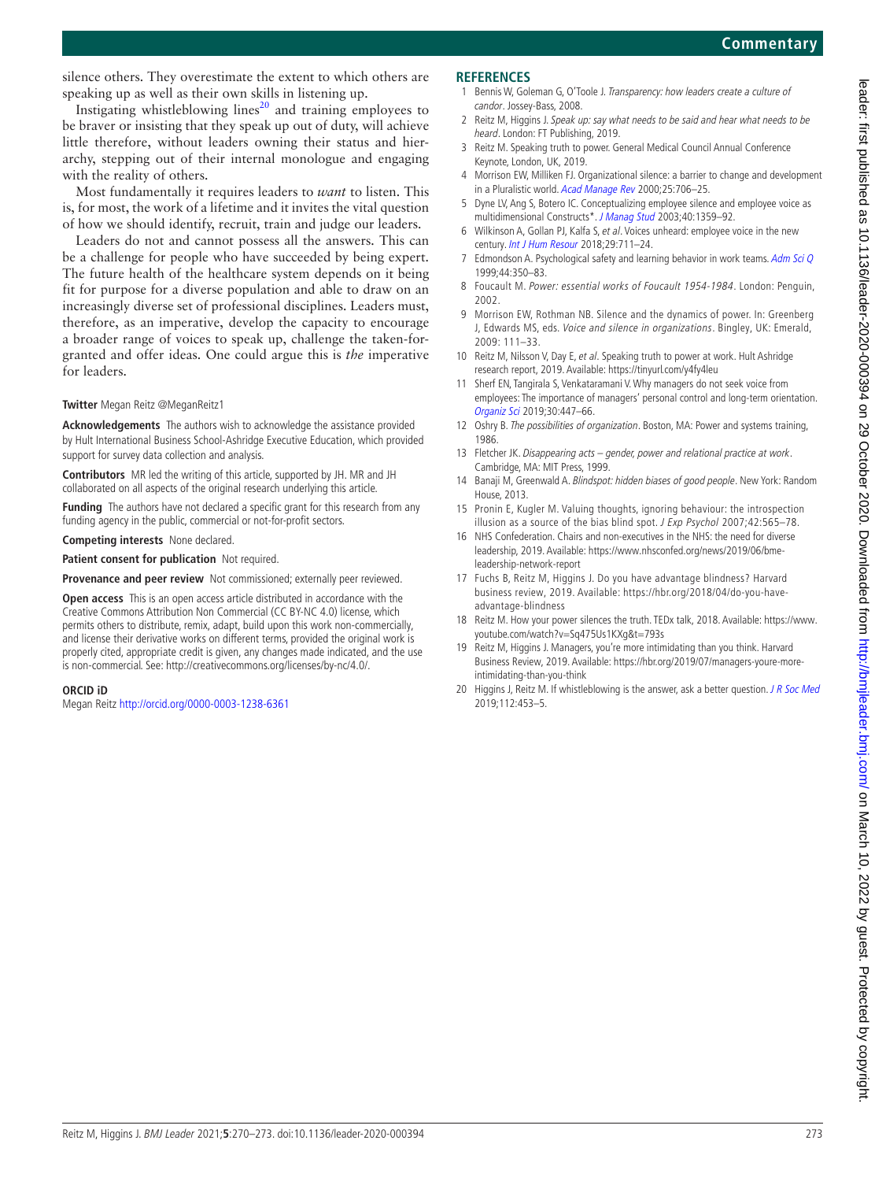silence others. They overestimate the extent to which others are speaking up as well as their own skills in listening up.

Instigating whistleblowing lines[20] and training employees to be braver or insisting that they speak up out of duty, will achieve little therefore, without leaders owning their status and hierarchy, stepping out of their internal monologue and engaging with the reality of others.

Most fundamentally it requires leaders to *want* to listen. This is, for most, the work of a lifetime and it invites the vital question of how we should identify, recruit, train and judge our leaders.

Leaders do not and cannot possess all the answers. This can be a challenge for people who have succeeded by being expert. The future health of the healthcare system depends on it being fit for purpose for a diverse population and able to draw on an increasingly diverse set of professional disciplines. Leaders must, therefore, as an imperative, develop the capacity to encourage a broader range of voices to speak up, challenge the taken-for-granted and offer ideas. One could argue this is *the* imperative for leaders.

**Twitter** Megan Reitz @MeganReitz1

**Acknowledgements** The authors wish to acknowledge the assistance provided by Hult International Business School-Ashridge Executive Education, which provided support for survey data collection and analysis.

**Contributors** MR led the writing of this article, supported by JH. MR and JH collaborated on all aspects of the original research underlying this article.

**Funding** The authors have not declared a specific grant for this research from any funding agency in the public, commercial or not-for-profit sectors.

**Competing interests** None declared.

**Patient consent for publication** Not required.

**Provenance and peer review** Not commissioned; externally peer reviewed.

**Open access** This is an open access article distributed in accordance with the Creative Commons Attribution Non Commercial (CC BY-NC 4.0) license, which permits others to distribute, remix, adapt, build upon this work non-commercially, and license their derivative works on different terms, provided the original work is properly cited, appropriate credit is given, any changes made indicated, and the use is non-commercial. See: http://creativecommons.org/licenses/by-nc/4.0/.

**ORCID iD**

Megan Reitz http://orcid.org/0000-0003-1238-6361

## REFERENCES

1. Bennis W, Goleman G, O'Toole J. *Transparency: how leaders create a culture of candor*. Jossey-Bass, 2008.
2. Reitz M, Higgins J. *Speak up: say what needs to be said and hear what needs to be heard*. London: FT Publishing, 2019.
3. Reitz M. Speaking truth to power. General Medical Council Annual Conference Keynote, London, UK, 2019.
4. Morrison EW, Milliken FJ. Organizational silence: a barrier to change and development in a Pluralistic world. *Acad Manage Rev* 2000;25:706–25.
5. Dyne LV, Ang S, Botero IC. Conceptualizing employee silence and employee voice as multidimensional Constructs*. *J Manag Stud* 2003;40:1359–92.
6. Wilkinson A, Gollan PJ, Kalfa S, *et al*. Voices unheard: employee voice in the new century. *Int J Hum Resour* 2018;29:711–24.
7. Edmondson A. Psychological safety and learning behavior in work teams. *Adm Sci Q* 1999;44:350–83.
8. Foucault M. *Power: essential works of Foucault 1954-1984*. London: Penguin, 2002.
9. Morrison EW, Rothman NB. Silence and the dynamics of power. In: Greenberg J, Edwards MS, eds. *Voice and silence in organizations*. Bingley, UK: Emerald, 2009: 111–33.
10. Reitz M, Nilsson V, Day E, *et al*. Speaking truth to power at work. Hult Ashridge research report, 2019. Available: https://tinyurl.com/y4fy4leu
11. Sherf EN, Tangirala S, Venkataramani V. Why managers do not seek voice from employees: The importance of managers' personal control and long-term orientation. *Organiz Sci* 2019;30:447–66.
12. Oshry B. *The possibilities of organization*. Boston, MA: Power and systems training, 1986.
13. Fletcher JK. *Disappearing acts – gender, power and relational practice at work*. Cambridge, MA: MIT Press, 1999.
14. Banaji M, Greenwald A. *Blindspot: hidden biases of good people*. New York: Random House, 2013.
15. Pronin E, Kugler M. Valuing thoughts, ignoring behaviour: the introspection illusion as a source of the bias blind spot. *J Exp Psychol* 2007;42:565–78.
16. NHS Confederation. Chairs and non-executives in the NHS: the need for diverse leadership, 2019. Available: https://www.nhsconfed.org/news/2019/06/bme-leadership-network-report
17. Fuchs B, Reitz M, Higgins J. Do you have advantage blindness? Harvard business review, 2019. Available: https://hbr.org/2018/04/do-you-have-advantage-blindness
18. Reitz M. How your power silences the truth. TEDx talk, 2018. Available: https://www.youtube.com/watch?v=Sq475Us1KXg&t=793s
19. Reitz M, Higgins J. Managers, you're more intimidating than you think. Harvard Business Review, 2019. Available: https://hbr.org/2019/07/managers-youre-more-intimidating-than-you-think
20. Higgins J, Reitz M. If whistleblowing is the answer, ask a better question. *J R Soc Med* 2019;112:453–5.